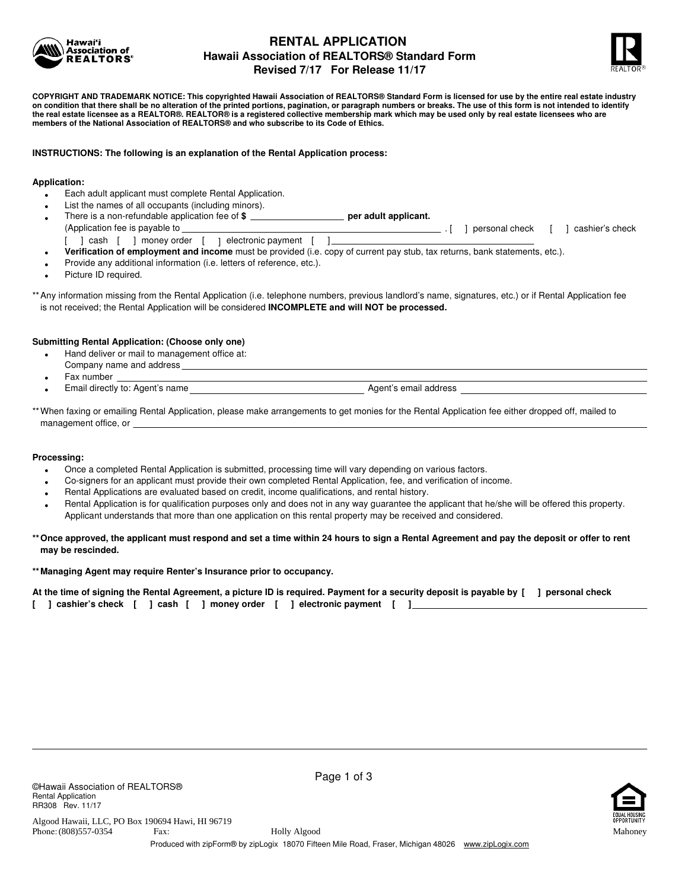# RENTAL APPLICATION

## Hawaii Association of REALTORS® Standard Form

**Revised 7/17 For Release 11/17**

**COPYRIGHT AND TRADEMARK NOTICE: This copyrighted Hawaii Association of REALTORS® Standard Form is licensed for use by the entire real estate industry on condition that there shall be no alteration of the printed portions, pagination, or paragraph numbers or breaks. The use of this form is not intended to identify the real estate licensee as a REALTOR®. REALTOR® is a registered collective membership mark which may be used only by real estate licensees who are members of the National Association of REALTORS® and who subscribe to its Code of Ethics.**

**INSTRUCTIONS: The following is an explanation of the Rental Application process:**

**Application:**

- Each adult applicant must complete Rental Application.
- List the names of all occupants (including minors).
- There is a non-refundable application fee of **$ ____________ per adult applicant.**
  (Application fee is payable to ________________________________________ . [ ] personal check [ ] cashier's check
  [ ] cash [ ] money order [ ] electronic payment [ ] ____________________________
- **Verification of employment and income** must be provided (i.e. copy of current pay stub, tax returns, bank statements, etc.).
- Provide any additional information (i.e. letters of reference, etc.).
- Picture ID required.

** Any information missing from the Rental Application (i.e. telephone numbers, previous landlord's name, signatures, etc.) or if Rental Application fee is not received; the Rental Application will be considered **INCOMPLETE and will NOT be processed.**

**Submitting Rental Application: (Choose only one)**

- Hand deliver or mail to management office at:
  Company name and address ________________________________________
- Fax number ________________________________________
- Email directly to: Agent's name ____________________ Agent's email address ____________________

** When faxing or emailing Rental Application, please make arrangements to get monies for the Rental Application fee either dropped off, mailed to management office, or ________________________________________

**Processing:**

- Once a completed Rental Application is submitted, processing time will vary depending on various factors.
- Co-signers for an applicant must provide their own completed Rental Application, fee, and verification of income.
- Rental Applications are evaluated based on credit, income qualifications, and rental history.
- Rental Application is for qualification purposes only and does not in any way guarantee the applicant that he/she will be offered this property. Applicant understands that more than one application on this rental property may be received and considered.

**** Once approved, the applicant must respond and set a time within 24 hours to sign a Rental Agreement and pay the deposit or offer to rent may be rescinded.**

**** Managing Agent may require Renter's Insurance prior to occupancy.**

**At the time of signing the Rental Agreement, a picture ID is required. Payment for a security deposit is payable by [ ] personal check [ ] cashier's check [ ] cash [ ] money order [ ] electronic payment [ ] ________________________________________**

©Hawaii Association of REALTORS®
Rental Application
RR308 Rev. 11/17

Algood Hawaii, LLC, PO Box 190694 Hawi, HI 96719
Phone: (808)557-0354 Fax: Holly Algood Mahoney

Produced with zipForm® by zipLogix 18070 Fifteen Mile Road, Fraser, Michigan 48026 www.zipLogix.com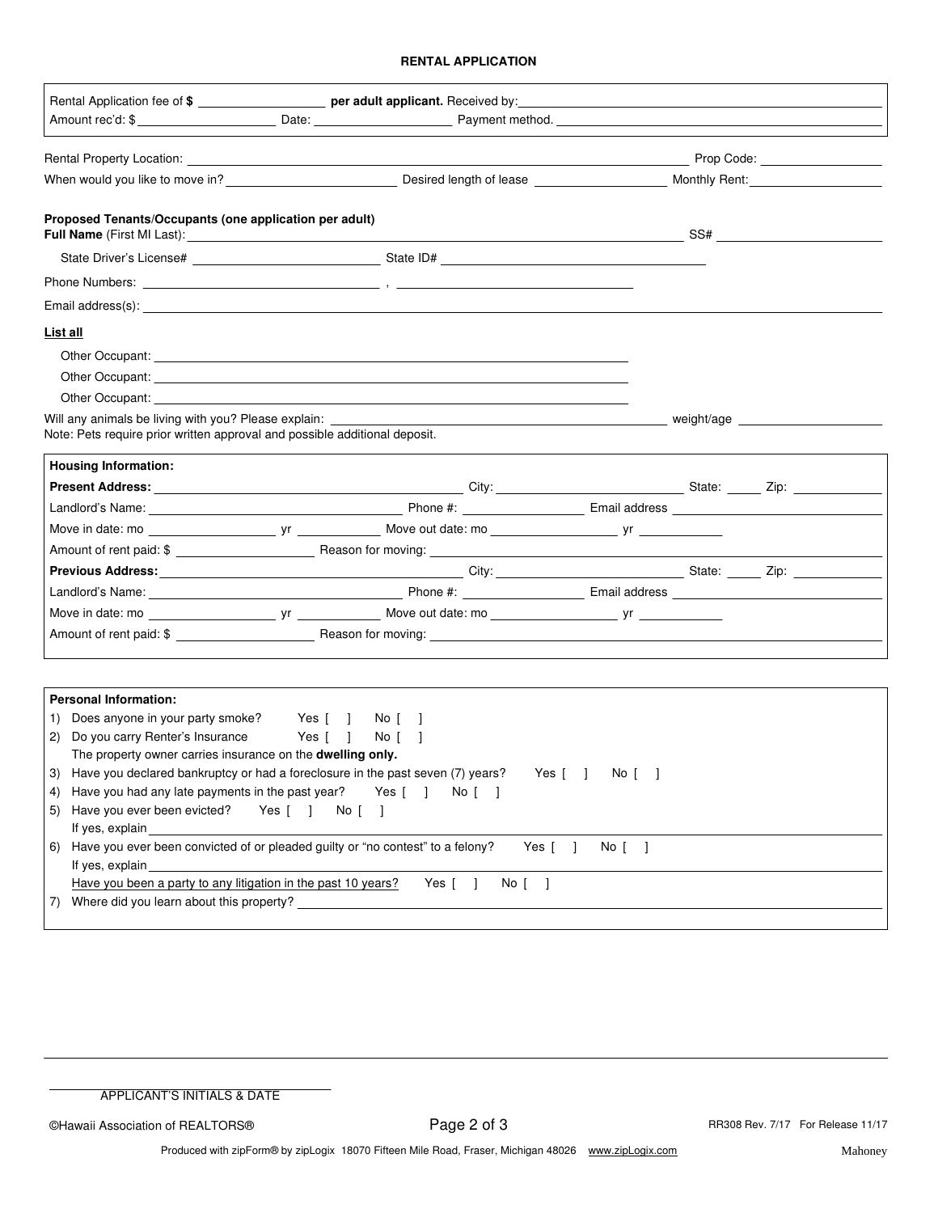## RENTAL APPLICATION

Rental Application fee of **$ ____________ per adult applicant.** Received by: ____________

Amount rec'd: $ ____________ Date: ____________ Payment method. ____________

Rental Property Location: ____________ Prop Code: ____________

When would you like to move in? ____________ Desired length of lease ____________ Monthly Rent: ____________

**Proposed Tenants/Occupants (one application per adult)**

**Full Name** (First MI Last): ____________ SS# ____________

State Driver's License# ____________ State ID# ____________

Phone Numbers: ____________ , ____________

Email address(s): ____________

<u>**List all**</u>

Other Occupant: ____________

Other Occupant: ____________

Other Occupant: ____________

Will any animals be living with you? Please explain: ____________ weight/age ____________

Note: Pets require prior written approval and possible additional deposit.

**Housing Information:**

**Present Address:** ____________ City: ____________ State: ______ Zip: ____________

Landlord's Name: ____________ Phone #: ____________ Email address ____________

Move in date: mo ____________ yr ____________ Move out date: mo ____________ yr ____________

Amount of rent paid: $ ____________ Reason for moving: ____________

**Previous Address:** ____________ City: ____________ State: ______ Zip: ____________

Landlord's Name: ____________ Phone #: ____________ Email address ____________

Move in date: mo ____________ yr ____________ Move out date: mo ____________ yr ____________

Amount of rent paid: $ ____________ Reason for moving: ____________

**Personal Information:**

1) Does anyone in your party smoke? Yes [ ] No [ ]
2) Do you carry Renter's Insurance Yes [ ] No [ ]
   The property owner carries insurance on the **dwelling only.**
3) Have you declared bankruptcy or had a foreclosure in the past seven (7) years? Yes [ ] No [ ]
4) Have you had any late payments in the past year? Yes [ ] No [ ]
5) Have you ever been evicted? Yes [ ] No [ ]
   If yes, explain ____________
6) Have you ever been convicted of or pleaded guilty or "no contest" to a felony? Yes [ ] No [ ]
   If yes, explain ____________
   <u>Have you been a party to any litigation in the past 10 years?</u> Yes [ ] No [ ]
7) Where did you learn about this property? ____________

____________
APPLICANT'S INITIALS & DATE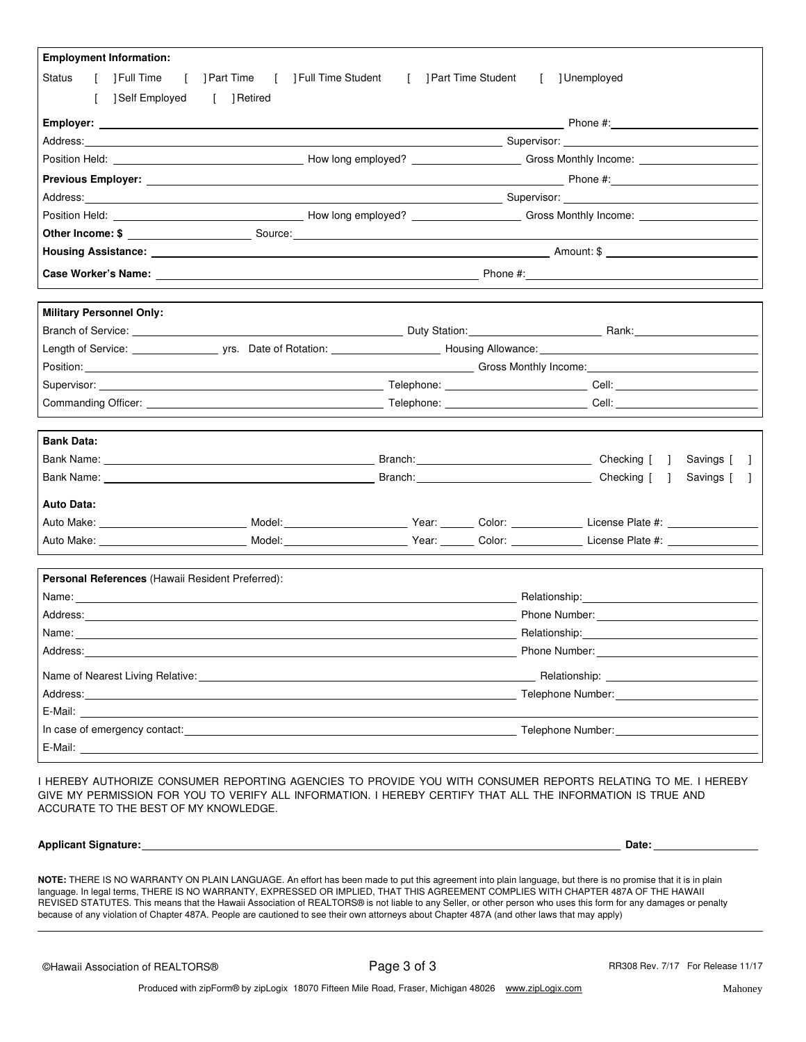**Employment Information:**

Status [ ] Full Time [ ] Part Time [ ] Full Time Student [ ] Part Time Student [ ] Unemployed

[ ] Self Employed [ ] Retired

**Employer:** \_\_\_\_\_\_\_\_\_\_\_\_\_\_\_\_\_\_\_\_ Phone #: \_\_\_\_\_\_\_\_\_\_\_\_

Address: \_\_\_\_\_\_\_\_\_\_\_\_\_\_\_\_\_\_\_\_ Supervisor: \_\_\_\_\_\_\_\_\_\_\_\_

Position Held: \_\_\_\_\_\_\_\_\_\_\_\_ How long employed? \_\_\_\_\_\_\_\_\_\_ Gross Monthly Income: \_\_\_\_\_\_\_\_\_\_

**Previous Employer:** \_\_\_\_\_\_\_\_\_\_\_\_\_\_\_\_\_\_\_\_ Phone #: \_\_\_\_\_\_\_\_\_\_\_\_

Address: \_\_\_\_\_\_\_\_\_\_\_\_\_\_\_\_\_\_\_\_ Supervisor: \_\_\_\_\_\_\_\_\_\_\_\_

Position Held: \_\_\_\_\_\_\_\_\_\_\_\_ How long employed? \_\_\_\_\_\_\_\_\_\_ Gross Monthly Income: \_\_\_\_\_\_\_\_\_\_

**Other Income: $** \_\_\_\_\_\_\_\_\_\_ Source: \_\_\_\_\_\_\_\_\_\_\_\_\_\_\_\_\_\_\_\_

**Housing Assistance:** \_\_\_\_\_\_\_\_\_\_\_\_\_\_\_\_\_\_\_\_ Amount: $ \_\_\_\_\_\_\_\_\_\_\_\_

**Case Worker's Name:** \_\_\_\_\_\_\_\_\_\_\_\_\_\_\_\_\_\_\_\_ Phone #: \_\_\_\_\_\_\_\_\_\_\_\_

**Military Personnel Only:**

Branch of Service: \_\_\_\_\_\_\_\_\_\_\_\_ Duty Station: \_\_\_\_\_\_\_\_\_\_\_\_ Rank: \_\_\_\_\_\_\_\_\_\_\_\_

Length of Service: \_\_\_\_\_\_\_\_ yrs. Date of Rotation: \_\_\_\_\_\_\_\_\_\_ Housing Allowance: \_\_\_\_\_\_\_\_\_\_\_\_

Position: \_\_\_\_\_\_\_\_\_\_\_\_\_\_\_\_\_\_\_\_ Gross Monthly Income: \_\_\_\_\_\_\_\_\_\_\_\_

Supervisor: \_\_\_\_\_\_\_\_\_\_\_\_ Telephone: \_\_\_\_\_\_\_\_\_\_\_\_ Cell: \_\_\_\_\_\_\_\_\_\_\_\_

Commanding Officer: \_\_\_\_\_\_\_\_\_\_\_\_ Telephone: \_\_\_\_\_\_\_\_\_\_\_\_ Cell: \_\_\_\_\_\_\_\_\_\_\_\_

**Bank Data:**

Bank Name: \_\_\_\_\_\_\_\_\_\_\_\_ Branch: \_\_\_\_\_\_\_\_\_\_\_\_ Checking [ ] Savings [ ]

Bank Name: \_\_\_\_\_\_\_\_\_\_\_\_ Branch: \_\_\_\_\_\_\_\_\_\_\_\_ Checking [ ] Savings [ ]

**Auto Data:**

Auto Make: \_\_\_\_\_\_\_\_\_\_ Model: \_\_\_\_\_\_\_\_\_\_ Year: \_\_\_\_ Color: \_\_\_\_\_\_\_\_ License Plate #: \_\_\_\_\_\_\_\_\_\_

Auto Make: \_\_\_\_\_\_\_\_\_\_ Model: \_\_\_\_\_\_\_\_\_\_ Year: \_\_\_\_ Color: \_\_\_\_\_\_\_\_ License Plate #: \_\_\_\_\_\_\_\_\_\_

**Personal References** (Hawaii Resident Preferred):

Name: \_\_\_\_\_\_\_\_\_\_\_\_\_\_\_\_\_\_\_\_ Relationship: \_\_\_\_\_\_\_\_\_\_\_\_

Address: \_\_\_\_\_\_\_\_\_\_\_\_\_\_\_\_\_\_\_\_ Phone Number: \_\_\_\_\_\_\_\_\_\_\_\_

Name: \_\_\_\_\_\_\_\_\_\_\_\_\_\_\_\_\_\_\_\_ Relationship: \_\_\_\_\_\_\_\_\_\_\_\_

Address: \_\_\_\_\_\_\_\_\_\_\_\_\_\_\_\_\_\_\_\_ Phone Number: \_\_\_\_\_\_\_\_\_\_\_\_

Name of Nearest Living Relative: \_\_\_\_\_\_\_\_\_\_\_\_\_\_\_\_\_\_\_\_ Relationship: \_\_\_\_\_\_\_\_\_\_\_\_

Address: \_\_\_\_\_\_\_\_\_\_\_\_\_\_\_\_\_\_\_\_ Telephone Number: \_\_\_\_\_\_\_\_\_\_\_\_

E-Mail: \_\_\_\_\_\_\_\_\_\_\_\_\_\_\_\_\_\_\_\_

In case of emergency contact: \_\_\_\_\_\_\_\_\_\_\_\_\_\_\_\_\_\_\_\_ Telephone Number: \_\_\_\_\_\_\_\_\_\_\_\_

E-Mail: \_\_\_\_\_\_\_\_\_\_\_\_\_\_\_\_\_\_\_\_

I HEREBY AUTHORIZE CONSUMER REPORTING AGENCIES TO PROVIDE YOU WITH CONSUMER REPORTS RELATING TO ME. I HEREBY GIVE MY PERMISSION FOR YOU TO VERIFY ALL INFORMATION. I HEREBY CERTIFY THAT ALL THE INFORMATION IS TRUE AND ACCURATE TO THE BEST OF MY KNOWLEDGE.

**Applicant Signature:** \_\_\_\_\_\_\_\_\_\_\_\_\_\_\_\_\_\_\_\_\_\_\_\_\_\_\_\_\_\_ **Date:** \_\_\_\_\_\_\_\_\_\_\_\_

**NOTE:** THERE IS NO WARRANTY ON PLAIN LANGUAGE. An effort has been made to put this agreement into plain language, but there is no promise that it is in plain language. In legal terms, THERE IS NO WARRANTY, EXPRESSED OR IMPLIED, THAT THIS AGREEMENT COMPLIES WITH CHAPTER 487A OF THE HAWAII REVISED STATUTES. This means that the Hawaii Association of REALTORS® is not liable to any Seller, or other person who uses this form for any damages or penalty because of any violation of Chapter 487A. People are cautioned to see their own attorneys about Chapter 487A (and other laws that may apply)

©Hawaii Association of REALTORS® RR308 Rev. 7/17 For Release 11/17

Produced with zipForm® by zipLogix 18070 Fifteen Mile Road, Fraser, Michigan 48026 www.zipLogix.com Mahoney